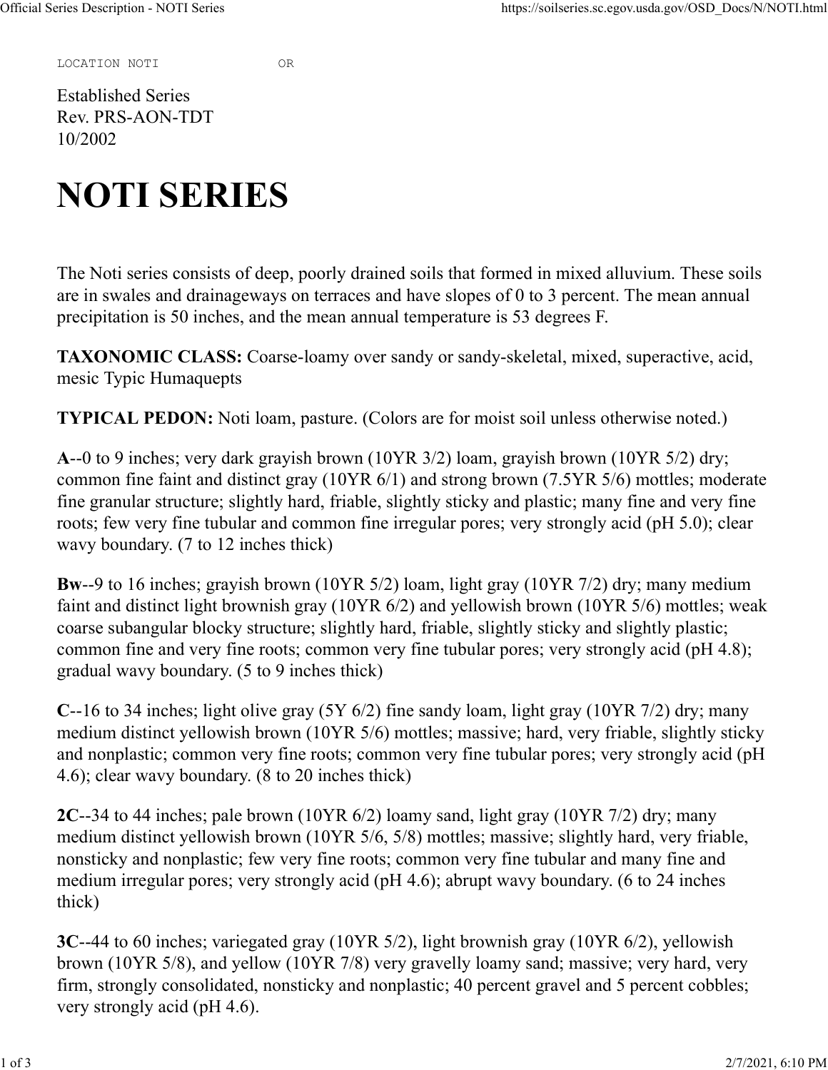LOCATION NOTI OR

Established Series
Rev. PRS-AON-TDT
10/2002

# NOTI SERIES

The Noti series consists of deep, poorly drained soils that formed in mixed alluvium. These soils are in swales and drainageways on terraces and have slopes of 0 to 3 percent. The mean annual precipitation is 50 inches, and the mean annual temperature is 53 degrees F.

**TAXONOMIC CLASS:** Coarse-loamy over sandy or sandy-skeletal, mixed, superactive, acid, mesic Typic Humaquepts

**TYPICAL PEDON:** Noti loam, pasture. (Colors are for moist soil unless otherwise noted.)

**A**--0 to 9 inches; very dark grayish brown (10YR 3/2) loam, grayish brown (10YR 5/2) dry; common fine faint and distinct gray (10YR 6/1) and strong brown (7.5YR 5/6) mottles; moderate fine granular structure; slightly hard, friable, slightly sticky and plastic; many fine and very fine roots; few very fine tubular and common fine irregular pores; very strongly acid (pH 5.0); clear wavy boundary. (7 to 12 inches thick)

**Bw**--9 to 16 inches; grayish brown (10YR 5/2) loam, light gray (10YR 7/2) dry; many medium faint and distinct light brownish gray (10YR 6/2) and yellowish brown (10YR 5/6) mottles; weak coarse subangular blocky structure; slightly hard, friable, slightly sticky and slightly plastic; common fine and very fine roots; common very fine tubular pores; very strongly acid (pH 4.8); gradual wavy boundary. (5 to 9 inches thick)

**C**--16 to 34 inches; light olive gray (5Y 6/2) fine sandy loam, light gray (10YR 7/2) dry; many medium distinct yellowish brown (10YR 5/6) mottles; massive; hard, very friable, slightly sticky and nonplastic; common very fine roots; common very fine tubular pores; very strongly acid (pH 4.6); clear wavy boundary. (8 to 20 inches thick)

**2C**--34 to 44 inches; pale brown (10YR 6/2) loamy sand, light gray (10YR 7/2) dry; many medium distinct yellowish brown (10YR 5/6, 5/8) mottles; massive; slightly hard, very friable, nonsticky and nonplastic; few very fine roots; common very fine tubular and many fine and medium irregular pores; very strongly acid (pH 4.6); abrupt wavy boundary. (6 to 24 inches thick)

**3C**--44 to 60 inches; variegated gray (10YR 5/2), light brownish gray (10YR 6/2), yellowish brown (10YR 5/8), and yellow (10YR 7/8) very gravelly loamy sand; massive; very hard, very firm, strongly consolidated, nonsticky and nonplastic; 40 percent gravel and 5 percent cobbles; very strongly acid (pH 4.6).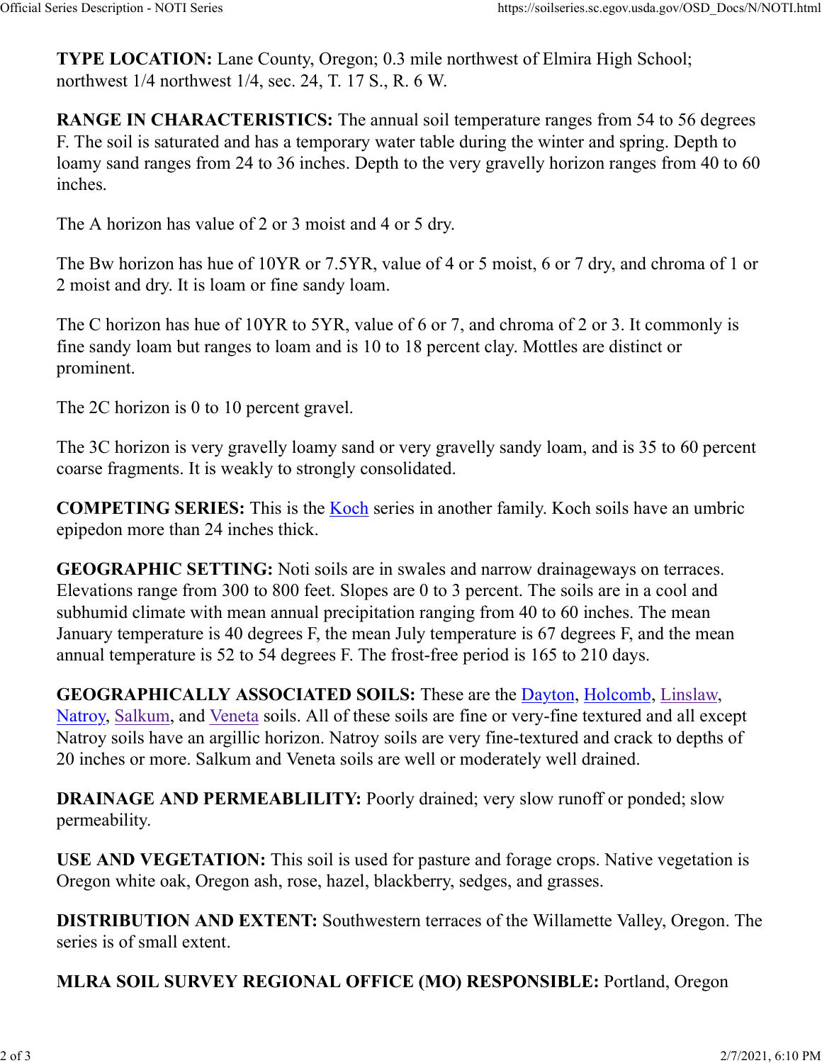**TYPE LOCATION:** Lane County, Oregon; 0.3 mile northwest of Elmira High School; northwest 1/4 northwest 1/4, sec. 24, T. 17 S., R. 6 W.

**RANGE IN CHARACTERISTICS:** The annual soil temperature ranges from 54 to 56 degrees F. The soil is saturated and has a temporary water table during the winter and spring. Depth to loamy sand ranges from 24 to 36 inches. Depth to the very gravelly horizon ranges from 40 to 60 inches.

The A horizon has value of 2 or 3 moist and 4 or 5 dry.

The Bw horizon has hue of 10YR or 7.5YR, value of 4 or 5 moist, 6 or 7 dry, and chroma of 1 or 2 moist and dry. It is loam or fine sandy loam.

The C horizon has hue of 10YR to 5YR, value of 6 or 7, and chroma of 2 or 3. It commonly is fine sandy loam but ranges to loam and is 10 to 18 percent clay. Mottles are distinct or prominent.

The 2C horizon is 0 to 10 percent gravel.

The 3C horizon is very gravelly loamy sand or very gravelly sandy loam, and is 35 to 60 percent coarse fragments. It is weakly to strongly consolidated.

**COMPETING SERIES:** This is the Koch series in another family. Koch soils have an umbric epipedon more than 24 inches thick.

**GEOGRAPHIC SETTING:** Noti soils are in swales and narrow drainageways on terraces. Elevations range from 300 to 800 feet. Slopes are 0 to 3 percent. The soils are in a cool and subhumid climate with mean annual precipitation ranging from 40 to 60 inches. The mean January temperature is 40 degrees F, the mean July temperature is 67 degrees F, and the mean annual temperature is 52 to 54 degrees F. The frost-free period is 165 to 210 days.

**GEOGRAPHICALLY ASSOCIATED SOILS:** These are the Dayton, Holcomb, Linslaw, Natroy, Salkum, and Veneta soils. All of these soils are fine or very-fine textured and all except Natroy soils have an argillic horizon. Natroy soils are very fine-textured and crack to depths of 20 inches or more. Salkum and Veneta soils are well or moderately well drained.

**DRAINAGE AND PERMEABLILITY:** Poorly drained; very slow runoff or ponded; slow permeability.

**USE AND VEGETATION:** This soil is used for pasture and forage crops. Native vegetation is Oregon white oak, Oregon ash, rose, hazel, blackberry, sedges, and grasses.

**DISTRIBUTION AND EXTENT:** Southwestern terraces of the Willamette Valley, Oregon. The series is of small extent.

**MLRA SOIL SURVEY REGIONAL OFFICE (MO) RESPONSIBLE:** Portland, Oregon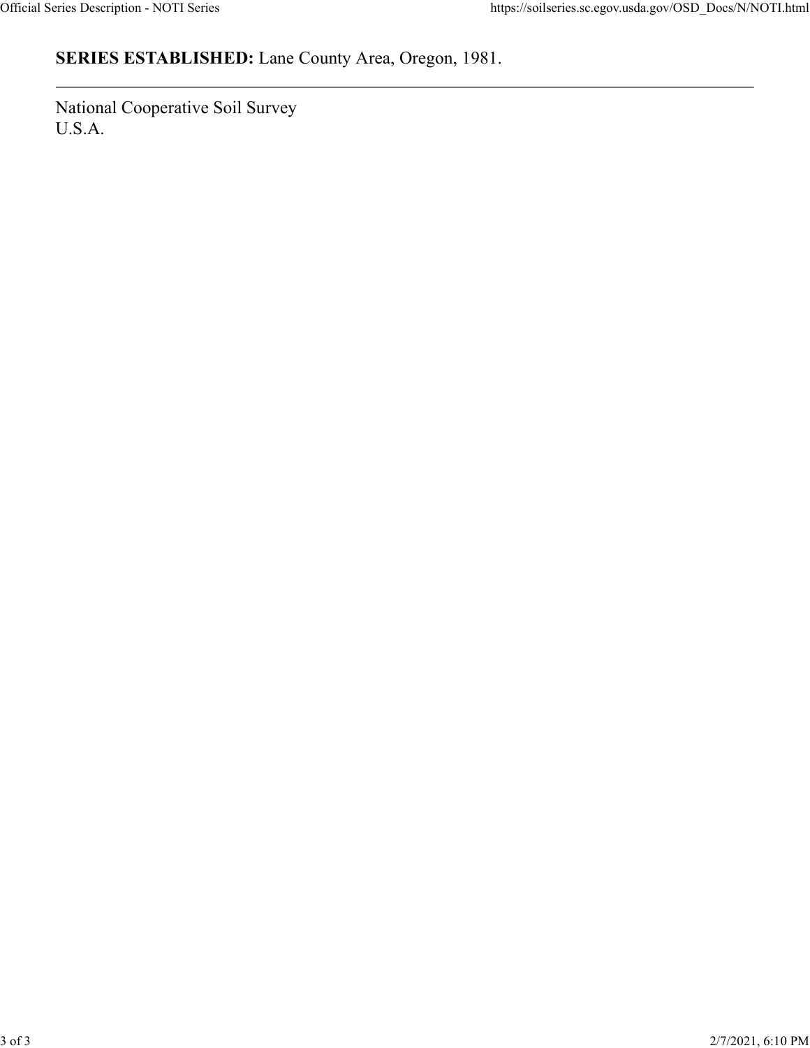**SERIES ESTABLISHED:** Lane County Area, Oregon, 1981.

---

National Cooperative Soil Survey
U.S.A.